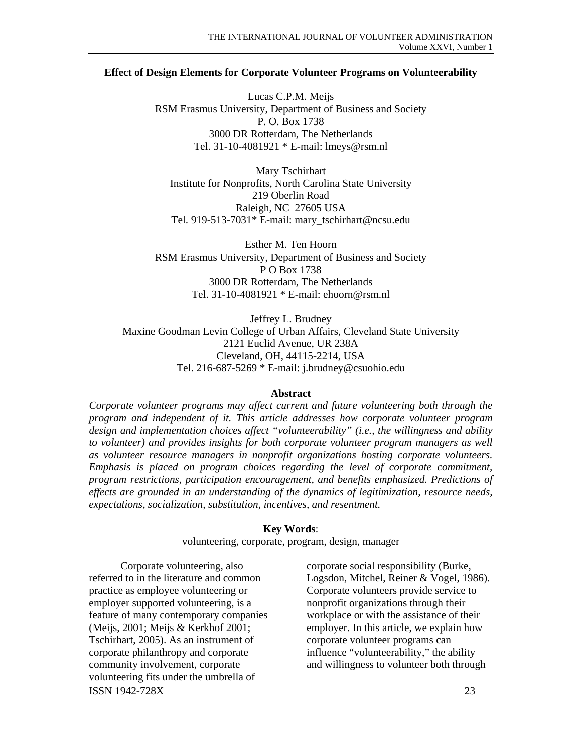# Effect of Design Elements for Corporate Volunteer Programs on Volunteerability

Lucas C.P.M. Meijs
RSM Erasmus University, Department of Business and Society
P. O. Box 1738
3000 DR Rotterdam, The Netherlands
Tel. 31-10-4081921 * E-mail: lmeys@rsm.nl

Mary Tschirhart
Institute for Nonprofits, North Carolina State University
219 Oberlin Road
Raleigh, NC 27605 USA
Tel. 919-513-7031* E-mail: mary_tschirhart@ncsu.edu

Esther M. Ten Hoorn
RSM Erasmus University, Department of Business and Society
P O Box 1738
3000 DR Rotterdam, The Netherlands
Tel. 31-10-4081921 * E-mail: ehoorn@rsm.nl

Jeffrey L. Brudney
Maxine Goodman Levin College of Urban Affairs, Cleveland State University
2121 Euclid Avenue, UR 238A
Cleveland, OH, 44115-2214, USA
Tel. 216-687-5269 * E-mail: j.brudney@csuohio.edu

## Abstract

*Corporate volunteer programs may affect current and future volunteering both through the program and independent of it. This article addresses how corporate volunteer program design and implementation choices affect "volunteerability" (i.e., the willingness and ability to volunteer) and provides insights for both corporate volunteer program managers as well as volunteer resource managers in nonprofit organizations hosting corporate volunteers. Emphasis is placed on program choices regarding the level of corporate commitment, program restrictions, participation encouragement, and benefits emphasized. Predictions of effects are grounded in an understanding of the dynamics of legitimization, resource needs, expectations, socialization, substitution, incentives, and resentment.*

**Key Words**:
volunteering, corporate, program, design, manager

Corporate volunteering, also referred to in the literature and common practice as employee volunteering or employer supported volunteering, is a feature of many contemporary companies (Meijs, 2001; Meijs & Kerkhof 2001; Tschirhart, 2005). As an instrument of corporate philanthropy and corporate community involvement, corporate volunteering fits under the umbrella of corporate social responsibility (Burke, Logsdon, Mitchel, Reiner & Vogel, 1986). Corporate volunteers provide service to nonprofit organizations through their workplace or with the assistance of their employer. In this article, we explain how corporate volunteer programs can influence "volunteerability," the ability and willingness to volunteer both through

ISSN 1942-728X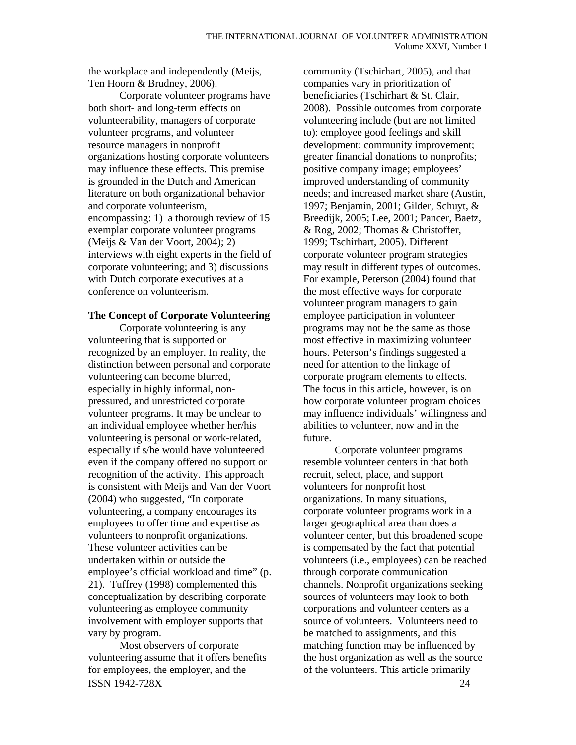the workplace and independently (Meijs, Ten Hoorn & Brudney, 2006).

Corporate volunteer programs have both short- and long-term effects on volunteerability, managers of corporate volunteer programs, and volunteer resource managers in nonprofit organizations hosting corporate volunteers may influence these effects. This premise is grounded in the Dutch and American literature on both organizational behavior and corporate volunteerism, encompassing: 1) a thorough review of 15 exemplar corporate volunteer programs (Meijs & Van der Voort, 2004); 2) interviews with eight experts in the field of corporate volunteering; and 3) discussions with Dutch corporate executives at a conference on volunteerism.

## The Concept of Corporate Volunteering

Corporate volunteering is any volunteering that is supported or recognized by an employer. In reality, the distinction between personal and corporate volunteering can become blurred, especially in highly informal, non-pressured, and unrestricted corporate volunteer programs. It may be unclear to an individual employee whether her/his volunteering is personal or work-related, especially if s/he would have volunteered even if the company offered no support or recognition of the activity. This approach is consistent with Meijs and Van der Voort (2004) who suggested, "In corporate volunteering, a company encourages its employees to offer time and expertise as volunteers to nonprofit organizations. These volunteer activities can be undertaken within or outside the employee's official workload and time" (p. 21). Tuffrey (1998) complemented this conceptualization by describing corporate volunteering as employee community involvement with employer supports that vary by program.

Most observers of corporate volunteering assume that it offers benefits for employees, the employer, and the community (Tschirhart, 2005), and that companies vary in prioritization of beneficiaries (Tschirhart & St. Clair, 2008). Possible outcomes from corporate volunteering include (but are not limited to): employee good feelings and skill development; community improvement; greater financial donations to nonprofits; positive company image; employees' improved understanding of community needs; and increased market share (Austin, 1997; Benjamin, 2001; Gilder, Schuyt, & Breedijk, 2005; Lee, 2001; Pancer, Baetz, & Rog, 2002; Thomas & Christoffer, 1999; Tschirhart, 2005). Different corporate volunteer program strategies may result in different types of outcomes. For example, Peterson (2004) found that the most effective ways for corporate volunteer program managers to gain employee participation in volunteer programs may not be the same as those most effective in maximizing volunteer hours. Peterson's findings suggested a need for attention to the linkage of corporate program elements to effects. The focus in this article, however, is on how corporate volunteer program choices may influence individuals' willingness and abilities to volunteer, now and in the future.

Corporate volunteer programs resemble volunteer centers in that both recruit, select, place, and support volunteers for nonprofit host organizations. In many situations, corporate volunteer programs work in a larger geographical area than does a volunteer center, but this broadened scope is compensated by the fact that potential volunteers (i.e., employees) can be reached through corporate communication channels. Nonprofit organizations seeking sources of volunteers may look to both corporations and volunteer centers as a source of volunteers. Volunteers need to be matched to assignments, and this matching function may be influenced by the host organization as well as the source of the volunteers. This article primarily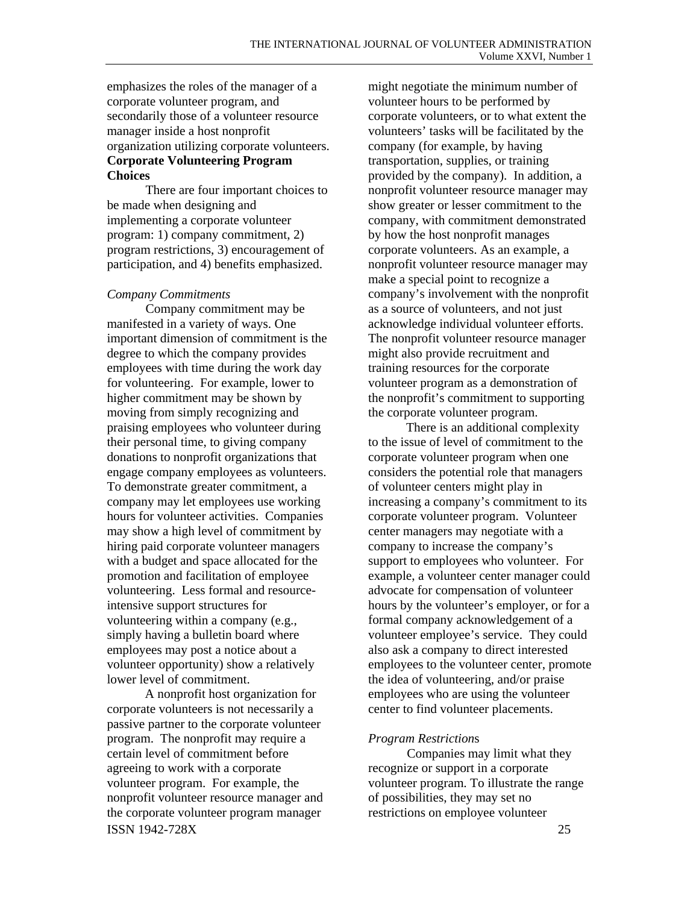emphasizes the roles of the manager of a corporate volunteer program, and secondarily those of a volunteer resource manager inside a host nonprofit organization utilizing corporate volunteers.

**Corporate Volunteering Program Choices**

There are four important choices to be made when designing and implementing a corporate volunteer program: 1) company commitment, 2) program restrictions, 3) encouragement of participation, and 4) benefits emphasized.

*Company Commitments*

Company commitment may be manifested in a variety of ways. One important dimension of commitment is the degree to which the company provides employees with time during the work day for volunteering. For example, lower to higher commitment may be shown by moving from simply recognizing and praising employees who volunteer during their personal time, to giving company donations to nonprofit organizations that engage company employees as volunteers. To demonstrate greater commitment, a company may let employees use working hours for volunteer activities. Companies may show a high level of commitment by hiring paid corporate volunteer managers with a budget and space allocated for the promotion and facilitation of employee volunteering. Less formal and resource-intensive support structures for volunteering within a company (e.g., simply having a bulletin board where employees may post a notice about a volunteer opportunity) show a relatively lower level of commitment.

A nonprofit host organization for corporate volunteers is not necessarily a passive partner to the corporate volunteer program. The nonprofit may require a certain level of commitment before agreeing to work with a corporate volunteer program. For example, the nonprofit volunteer resource manager and the corporate volunteer program manager might negotiate the minimum number of volunteer hours to be performed by corporate volunteers, or to what extent the volunteers' tasks will be facilitated by the company (for example, by having transportation, supplies, or training provided by the company). In addition, a nonprofit volunteer resource manager may show greater or lesser commitment to the company, with commitment demonstrated by how the host nonprofit manages corporate volunteers. As an example, a nonprofit volunteer resource manager may make a special point to recognize a company's involvement with the nonprofit as a source of volunteers, and not just acknowledge individual volunteer efforts. The nonprofit volunteer resource manager might also provide recruitment and training resources for the corporate volunteer program as a demonstration of the nonprofit's commitment to supporting the corporate volunteer program.

There is an additional complexity to the issue of level of commitment to the corporate volunteer program when one considers the potential role that managers of volunteer centers might play in increasing a company's commitment to its corporate volunteer program. Volunteer center managers may negotiate with a company to increase the company's support to employees who volunteer. For example, a volunteer center manager could advocate for compensation of volunteer hours by the volunteer's employer, or for a formal company acknowledgement of a volunteer employee's service. They could also ask a company to direct interested employees to the volunteer center, promote the idea of volunteering, and/or praise employees who are using the volunteer center to find volunteer placements.

*Program Restrictions*

Companies may limit what they recognize or support in a corporate volunteer program. To illustrate the range of possibilities, they may set no restrictions on employee volunteer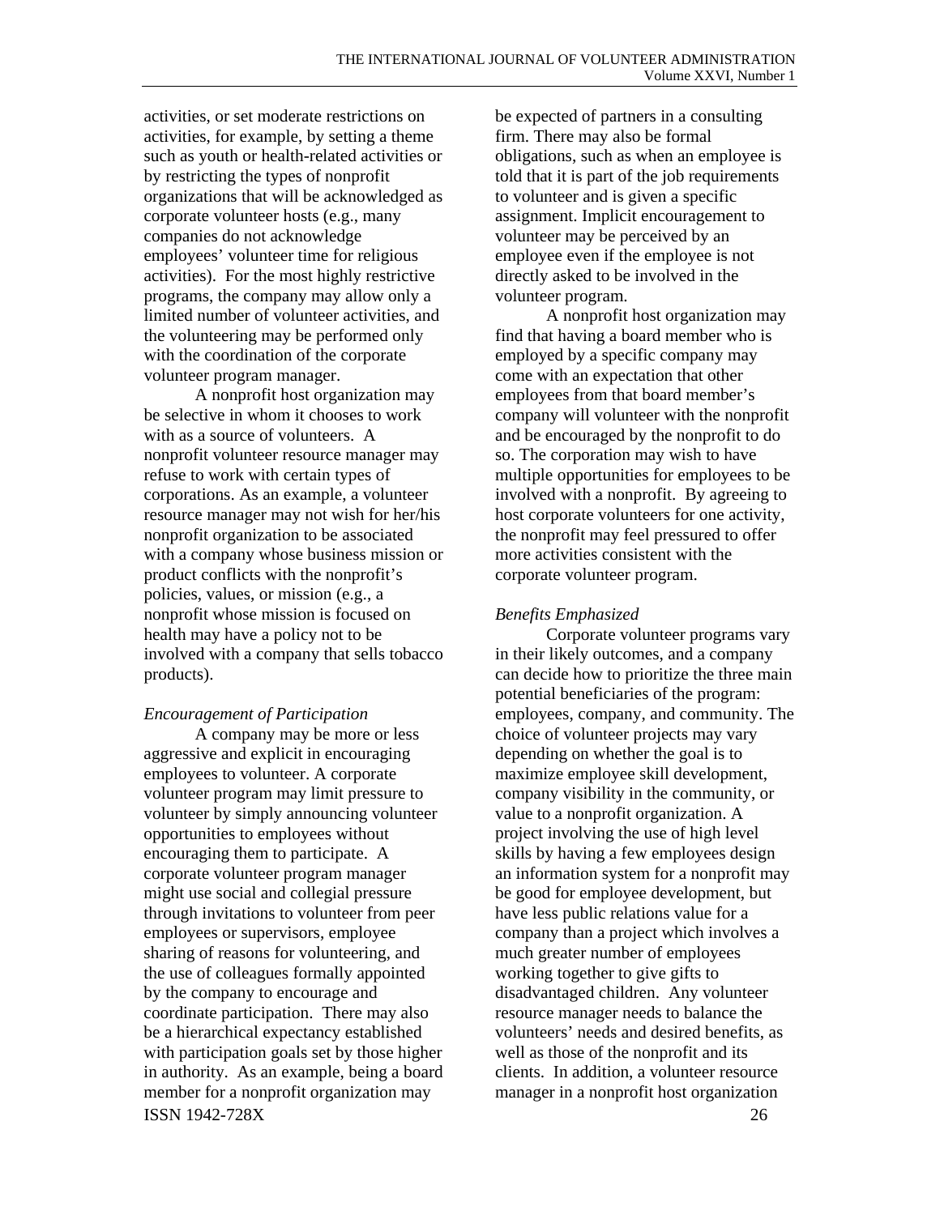activities, or set moderate restrictions on activities, for example, by setting a theme such as youth or health-related activities or by restricting the types of nonprofit organizations that will be acknowledged as corporate volunteer hosts (e.g., many companies do not acknowledge employees' volunteer time for religious activities). For the most highly restrictive programs, the company may allow only a limited number of volunteer activities, and the volunteering may be performed only with the coordination of the corporate volunteer program manager.

A nonprofit host organization may be selective in whom it chooses to work with as a source of volunteers. A nonprofit volunteer resource manager may refuse to work with certain types of corporations. As an example, a volunteer resource manager may not wish for her/his nonprofit organization to be associated with a company whose business mission or product conflicts with the nonprofit's policies, values, or mission (e.g., a nonprofit whose mission is focused on health may have a policy not to be involved with a company that sells tobacco products).

*Encouragement of Participation*

A company may be more or less aggressive and explicit in encouraging employees to volunteer. A corporate volunteer program may limit pressure to volunteer by simply announcing volunteer opportunities to employees without encouraging them to participate. A corporate volunteer program manager might use social and collegial pressure through invitations to volunteer from peer employees or supervisors, employee sharing of reasons for volunteering, and the use of colleagues formally appointed by the company to encourage and coordinate participation. There may also be a hierarchical expectancy established with participation goals set by those higher in authority. As an example, being a board member for a nonprofit organization may be expected of partners in a consulting firm. There may also be formal obligations, such as when an employee is told that it is part of the job requirements to volunteer and is given a specific assignment. Implicit encouragement to volunteer may be perceived by an employee even if the employee is not directly asked to be involved in the volunteer program.

A nonprofit host organization may find that having a board member who is employed by a specific company may come with an expectation that other employees from that board member's company will volunteer with the nonprofit and be encouraged by the nonprofit to do so. The corporation may wish to have multiple opportunities for employees to be involved with a nonprofit. By agreeing to host corporate volunteers for one activity, the nonprofit may feel pressured to offer more activities consistent with the corporate volunteer program.

*Benefits Emphasized*

Corporate volunteer programs vary in their likely outcomes, and a company can decide how to prioritize the three main potential beneficiaries of the program: employees, company, and community. The choice of volunteer projects may vary depending on whether the goal is to maximize employee skill development, company visibility in the community, or value to a nonprofit organization. A project involving the use of high level skills by having a few employees design an information system for a nonprofit may be good for employee development, but have less public relations value for a company than a project which involves a much greater number of employees working together to give gifts to disadvantaged children. Any volunteer resource manager needs to balance the volunteers' needs and desired benefits, as well as those of the nonprofit and its clients. In addition, a volunteer resource manager in a nonprofit host organization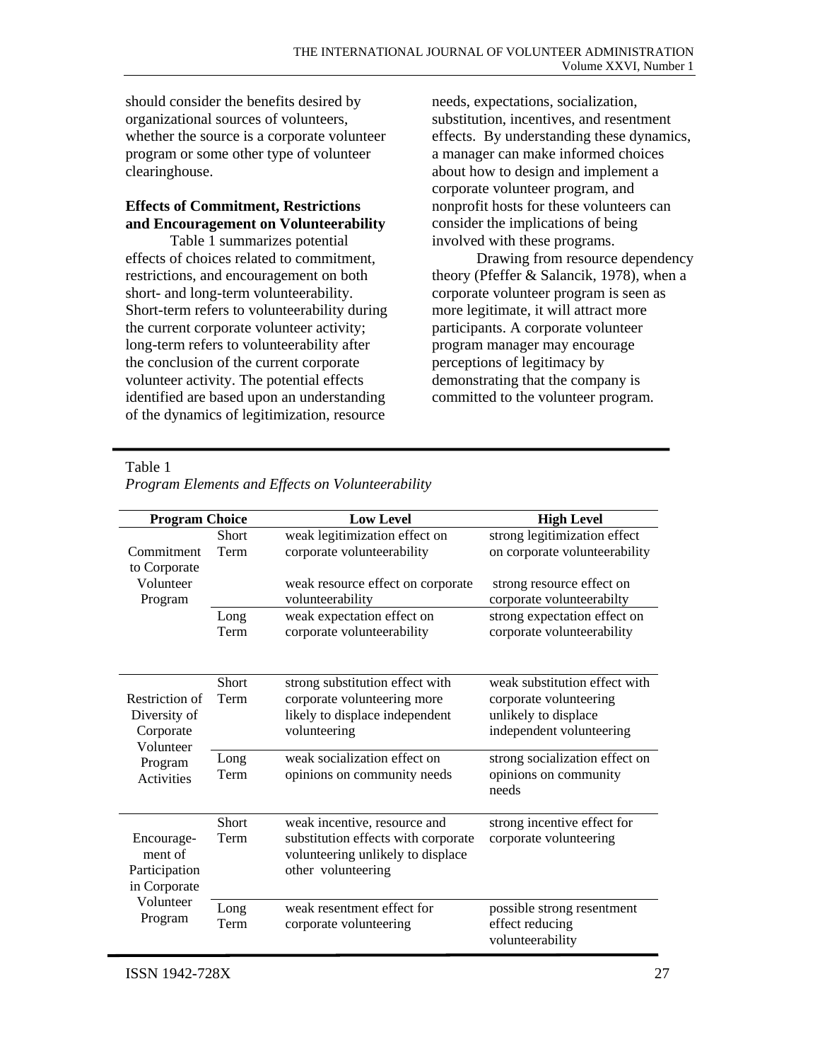should consider the benefits desired by organizational sources of volunteers, whether the source is a corporate volunteer program or some other type of volunteer clearinghouse.

**Effects of Commitment, Restrictions and Encouragement on Volunteerability**

Table 1 summarizes potential effects of choices related to commitment, restrictions, and encouragement on both short- and long-term volunteerability. Short-term refers to volunteerability during the current corporate volunteer activity; long-term refers to volunteerability after the conclusion of the current corporate volunteer activity. The potential effects identified are based upon an understanding of the dynamics of legitimization, resource needs, expectations, socialization, substitution, incentives, and resentment effects. By understanding these dynamics, a manager can make informed choices about how to design and implement a corporate volunteer program, and nonprofit hosts for these volunteers can consider the implications of being involved with these programs.

Drawing from resource dependency theory (Pfeffer & Salancik, 1978), when a corporate volunteer program is seen as more legitimate, it will attract more participants. A corporate volunteer program manager may encourage perceptions of legitimacy by demonstrating that the company is committed to the volunteer program.

Table 1
*Program Elements and Effects on Volunteerability*

| Program Choice | | Low Level | High Level |
|---|---|---|---|
| Commitment to Corporate Volunteer Program | Short Term | weak legitimization effect on corporate volunteerability<br><br>weak resource effect on corporate volunteerability | strong legitimization effect on corporate volunteerability<br><br>strong resource effect on corporate volunteerabilty |
| | Long Term | weak expectation effect on corporate volunteerability | strong expectation effect on corporate volunteerability |
| Restriction of Diversity of Corporate Volunteer Program Activities | Short Term | strong substitution effect with corporate volunteering more likely to displace independent volunteering | weak substitution effect with corporate volunteering unlikely to displace independent volunteering |
| | Long Term | weak socialization effect on opinions on community needs | strong socialization effect on opinions on community needs |
| Encourage-ment of Participation in Corporate Volunteer Program | Short Term | weak incentive, resource and substitution effects with corporate volunteering unlikely to displace other volunteering | strong incentive effect for corporate volunteering |
| | Long Term | weak resentment effect for corporate volunteering | possible strong resentment effect reducing volunteerability |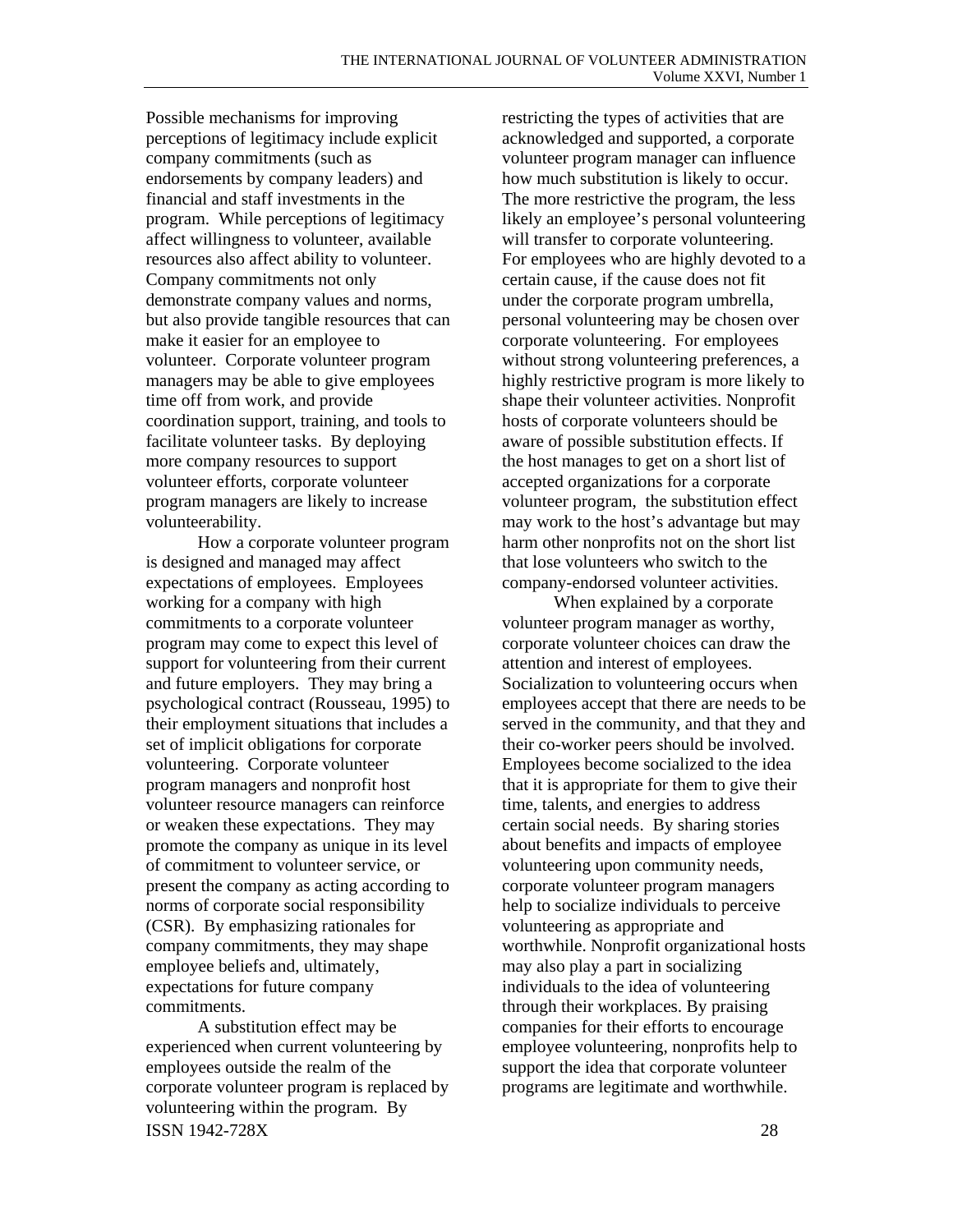Possible mechanisms for improving perceptions of legitimacy include explicit company commitments (such as endorsements by company leaders) and financial and staff investments in the program. While perceptions of legitimacy affect willingness to volunteer, available resources also affect ability to volunteer. Company commitments not only demonstrate company values and norms, but also provide tangible resources that can make it easier for an employee to volunteer. Corporate volunteer program managers may be able to give employees time off from work, and provide coordination support, training, and tools to facilitate volunteer tasks. By deploying more company resources to support volunteer efforts, corporate volunteer program managers are likely to increase volunteerability.

How a corporate volunteer program is designed and managed may affect expectations of employees. Employees working for a company with high commitments to a corporate volunteer program may come to expect this level of support for volunteering from their current and future employers. They may bring a psychological contract (Rousseau, 1995) to their employment situations that includes a set of implicit obligations for corporate volunteering. Corporate volunteer program managers and nonprofit host volunteer resource managers can reinforce or weaken these expectations. They may promote the company as unique in its level of commitment to volunteer service, or present the company as acting according to norms of corporate social responsibility (CSR). By emphasizing rationales for company commitments, they may shape employee beliefs and, ultimately, expectations for future company commitments.

A substitution effect may be experienced when current volunteering by employees outside the realm of the corporate volunteer program is replaced by volunteering within the program. By restricting the types of activities that are acknowledged and supported, a corporate volunteer program manager can influence how much substitution is likely to occur. The more restrictive the program, the less likely an employee's personal volunteering will transfer to corporate volunteering. For employees who are highly devoted to a certain cause, if the cause does not fit under the corporate program umbrella, personal volunteering may be chosen over corporate volunteering. For employees without strong volunteering preferences, a highly restrictive program is more likely to shape their volunteer activities. Nonprofit hosts of corporate volunteers should be aware of possible substitution effects. If the host manages to get on a short list of accepted organizations for a corporate volunteer program, the substitution effect may work to the host's advantage but may harm other nonprofits not on the short list that lose volunteers who switch to the company-endorsed volunteer activities.

When explained by a corporate volunteer program manager as worthy, corporate volunteer choices can draw the attention and interest of employees. Socialization to volunteering occurs when employees accept that there are needs to be served in the community, and that they and their co-worker peers should be involved. Employees become socialized to the idea that it is appropriate for them to give their time, talents, and energies to address certain social needs. By sharing stories about benefits and impacts of employee volunteering upon community needs, corporate volunteer program managers help to socialize individuals to perceive volunteering as appropriate and worthwhile. Nonprofit organizational hosts may also play a part in socializing individuals to the idea of volunteering through their workplaces. By praising companies for their efforts to encourage employee volunteering, nonprofits help to support the idea that corporate volunteer programs are legitimate and worthwhile.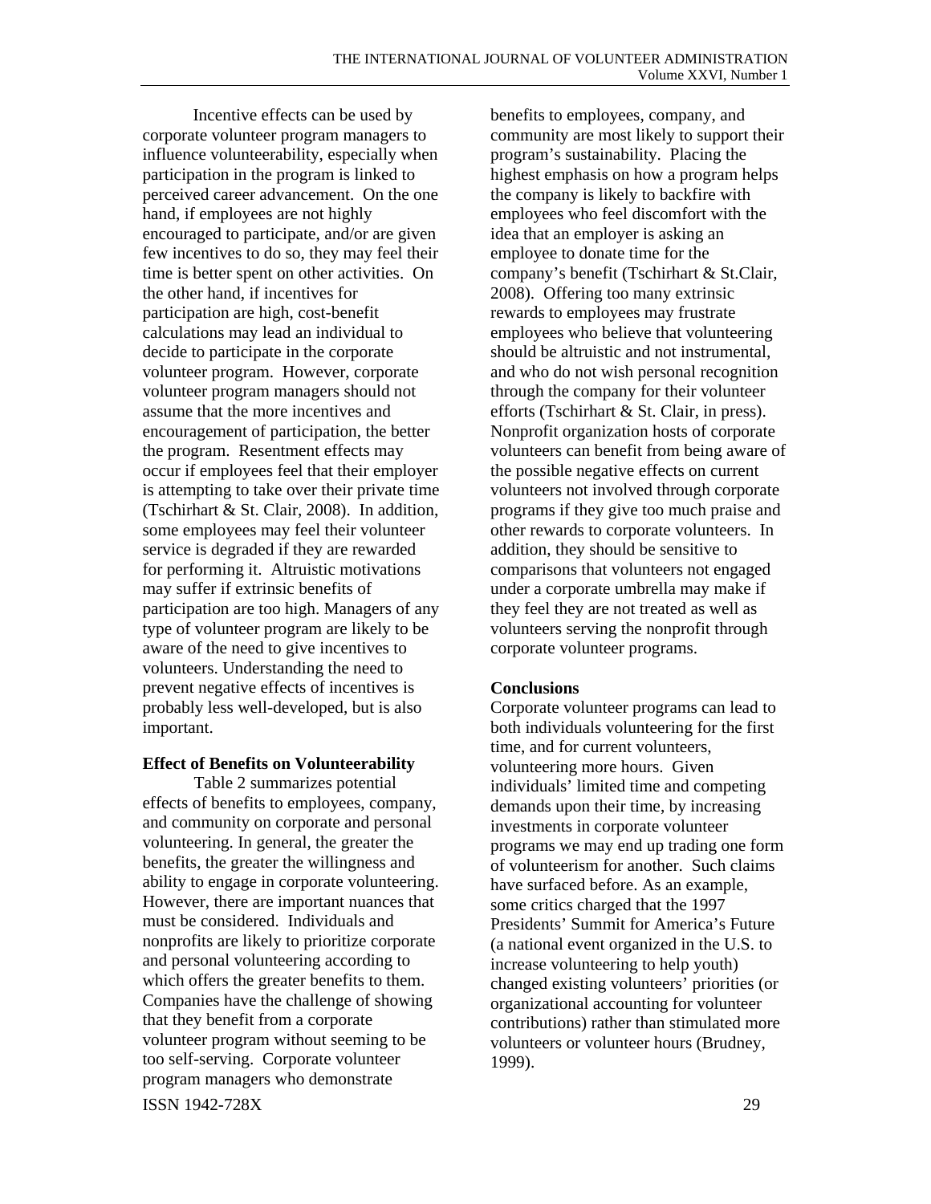Incentive effects can be used by corporate volunteer program managers to influence volunteerability, especially when participation in the program is linked to perceived career advancement. On the one hand, if employees are not highly encouraged to participate, and/or are given few incentives to do so, they may feel their time is better spent on other activities. On the other hand, if incentives for participation are high, cost-benefit calculations may lead an individual to decide to participate in the corporate volunteer program. However, corporate volunteer program managers should not assume that the more incentives and encouragement of participation, the better the program. Resentment effects may occur if employees feel that their employer is attempting to take over their private time (Tschirhart & St. Clair, 2008). In addition, some employees may feel their volunteer service is degraded if they are rewarded for performing it. Altruistic motivations may suffer if extrinsic benefits of participation are too high. Managers of any type of volunteer program are likely to be aware of the need to give incentives to volunteers. Understanding the need to prevent negative effects of incentives is probably less well-developed, but is also important.

### Effect of Benefits on Volunteerability

Table 2 summarizes potential effects of benefits to employees, company, and community on corporate and personal volunteering. In general, the greater the benefits, the greater the willingness and ability to engage in corporate volunteering. However, there are important nuances that must be considered. Individuals and nonprofits are likely to prioritize corporate and personal volunteering according to which offers the greater benefits to them. Companies have the challenge of showing that they benefit from a corporate volunteer program without seeming to be too self-serving. Corporate volunteer program managers who demonstrate benefits to employees, company, and community are most likely to support their program's sustainability. Placing the highest emphasis on how a program helps the company is likely to backfire with employees who feel discomfort with the idea that an employer is asking an employee to donate time for the company's benefit (Tschirhart & St.Clair, 2008). Offering too many extrinsic rewards to employees may frustrate employees who believe that volunteering should be altruistic and not instrumental, and who do not wish personal recognition through the company for their volunteer efforts (Tschirhart & St. Clair, in press). Nonprofit organization hosts of corporate volunteers can benefit from being aware of the possible negative effects on current volunteers not involved through corporate programs if they give too much praise and other rewards to corporate volunteers. In addition, they should be sensitive to comparisons that volunteers not engaged under a corporate umbrella may make if they feel they are not treated as well as volunteers serving the nonprofit through corporate volunteer programs.

### Conclusions

Corporate volunteer programs can lead to both individuals volunteering for the first time, and for current volunteers, volunteering more hours. Given individuals' limited time and competing demands upon their time, by increasing investments in corporate volunteer programs we may end up trading one form of volunteerism for another. Such claims have surfaced before. As an example, some critics charged that the 1997 Presidents' Summit for America's Future (a national event organized in the U.S. to increase volunteering to help youth) changed existing volunteers' priorities (or organizational accounting for volunteer contributions) rather than stimulated more volunteers or volunteer hours (Brudney, 1999).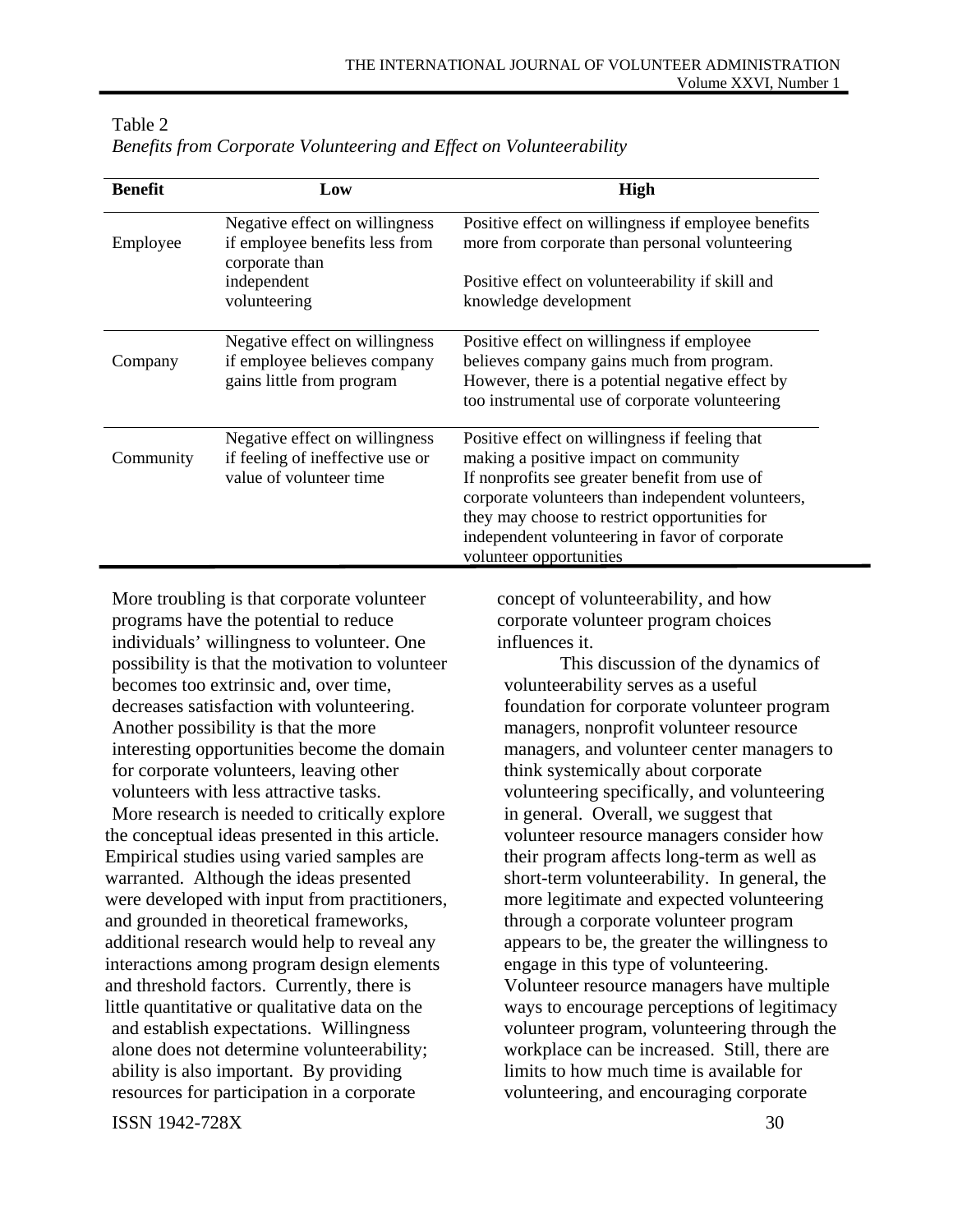Table 2
*Benefits from Corporate Volunteering and Effect on Volunteerability*

| Benefit | Low | High |
|---|---|---|
| Employee | Negative effect on willingness if employee benefits less from corporate than independent volunteering | Positive effect on willingness if employee benefits more from corporate than personal volunteering<br><br>Positive effect on volunteerability if skill and knowledge development |
| Company | Negative effect on willingness if employee believes company gains little from program | Positive effect on willingness if employee believes company gains much from program. However, there is a potential negative effect by too instrumental use of corporate volunteering |
| Community | Negative effect on willingness if feeling of ineffective use or value of volunteer time | Positive effect on willingness if feeling that making a positive impact on community<br>If nonprofits see greater benefit from use of corporate volunteers than independent volunteers, they may choose to restrict opportunities for independent volunteering in favor of corporate volunteer opportunities |

More troubling is that corporate volunteer programs have the potential to reduce individuals' willingness to volunteer. One possibility is that the motivation to volunteer becomes too extrinsic and, over time, decreases satisfaction with volunteering. Another possibility is that the more interesting opportunities become the domain for corporate volunteers, leaving other volunteers with less attractive tasks.

More research is needed to critically explore the conceptual ideas presented in this article. Empirical studies using varied samples are warranted. Although the ideas presented were developed with input from practitioners, and grounded in theoretical frameworks, additional research would help to reveal any interactions among program design elements and threshold factors. Currently, there is little quantitative or qualitative data on the concept of volunteerability, and how corporate volunteer program choices influences it.

This discussion of the dynamics of volunteerability serves as a useful foundation for corporate volunteer program managers, nonprofit volunteer resource managers, and volunteer center managers to think systemically about corporate volunteering specifically, and volunteering in general. Overall, we suggest that volunteer resource managers consider how their program affects long-term as well as short-term volunteerability. In general, the more legitimate and expected volunteering through a corporate volunteer program appears to be, the greater the willingness to engage in this type of volunteering. Volunteer resource managers have multiple ways to encourage perceptions of legitimacy and establish expectations. Willingness alone does not determine volunteerability; ability is also important. By providing resources for participation in a corporate volunteer program, volunteering through the workplace can be increased. Still, there are limits to how much time is available for volunteering, and encouraging corporate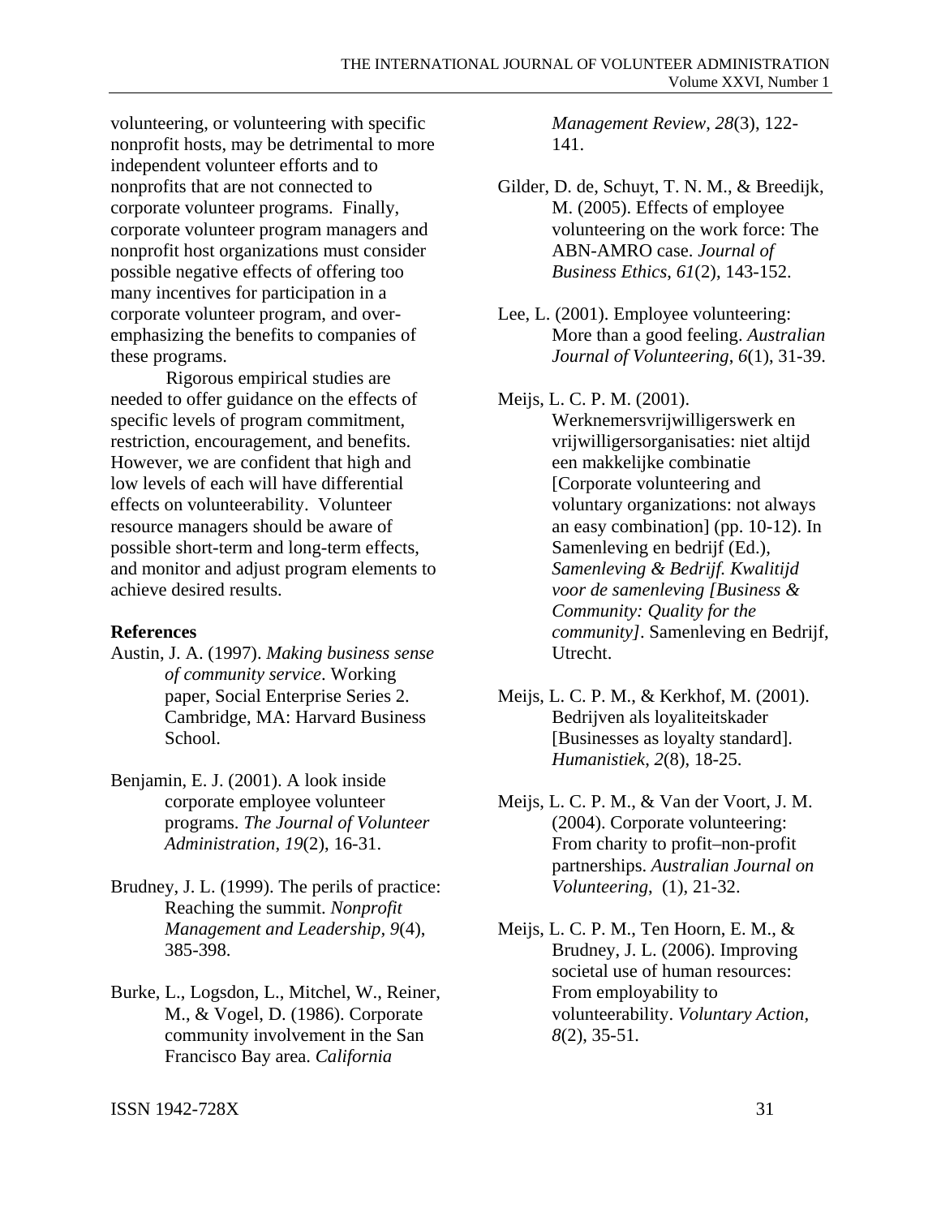volunteering, or volunteering with specific nonprofit hosts, may be detrimental to more independent volunteer efforts and to nonprofits that are not connected to corporate volunteer programs. Finally, corporate volunteer program managers and nonprofit host organizations must consider possible negative effects of offering too many incentives for participation in a corporate volunteer program, and over-emphasizing the benefits to companies of these programs.

Rigorous empirical studies are needed to offer guidance on the effects of specific levels of program commitment, restriction, encouragement, and benefits. However, we are confident that high and low levels of each will have differential effects on volunteerability. Volunteer resource managers should be aware of possible short-term and long-term effects, and monitor and adjust program elements to achieve desired results.

**References**

Austin, J. A. (1997). *Making business sense of community service*. Working paper, Social Enterprise Series 2. Cambridge, MA: Harvard Business School.

Benjamin, E. J. (2001). A look inside corporate employee volunteer programs. *The Journal of Volunteer Administration*, *19*(2), 16-31.

Brudney, J. L. (1999). The perils of practice: Reaching the summit. *Nonprofit Management and Leadership, 9*(4), 385-398.

Burke, L., Logsdon, L., Mitchel, W., Reiner, M., & Vogel, D. (1986). Corporate community involvement in the San Francisco Bay area. *California Management Review*, *28*(3), 122-141.

Gilder, D. de, Schuyt, T. N. M., & Breedijk, M. (2005). Effects of employee volunteering on the work force: The ABN-AMRO case. *Journal of Business Ethics*, *61*(2), 143-152.

Lee, L. (2001). Employee volunteering: More than a good feeling. *Australian Journal of Volunteering*, *6*(1), 31-39.

Meijs, L. C. P. M. (2001). Werknemersvrijwilligerswerk en vrijwilligersorganisaties: niet altijd een makkelijke combinatie [Corporate volunteering and voluntary organizations: not always an easy combination] (pp. 10-12). In Samenleving en bedrijf (Ed.), *Samenleving & Bedrijf. Kwalitijd voor de samenleving [Business & Community: Quality for the community]*. Samenleving en Bedrijf, Utrecht.

Meijs, L. C. P. M., & Kerkhof, M. (2001). Bedrijven als loyaliteitskader [Businesses as loyalty standard]. *Humanistiek*, *2*(8), 18-25.

Meijs, L. C. P. M., & Van der Voort, J. M. (2004). Corporate volunteering: From charity to profit–non-profit partnerships. *Australian Journal on Volunteering*, (1), 21-32.

Meijs, L. C. P. M., Ten Hoorn, E. M., & Brudney, J. L. (2006). Improving societal use of human resources: From employability to volunteerability. *Voluntary Action, 8*(2), 35-51.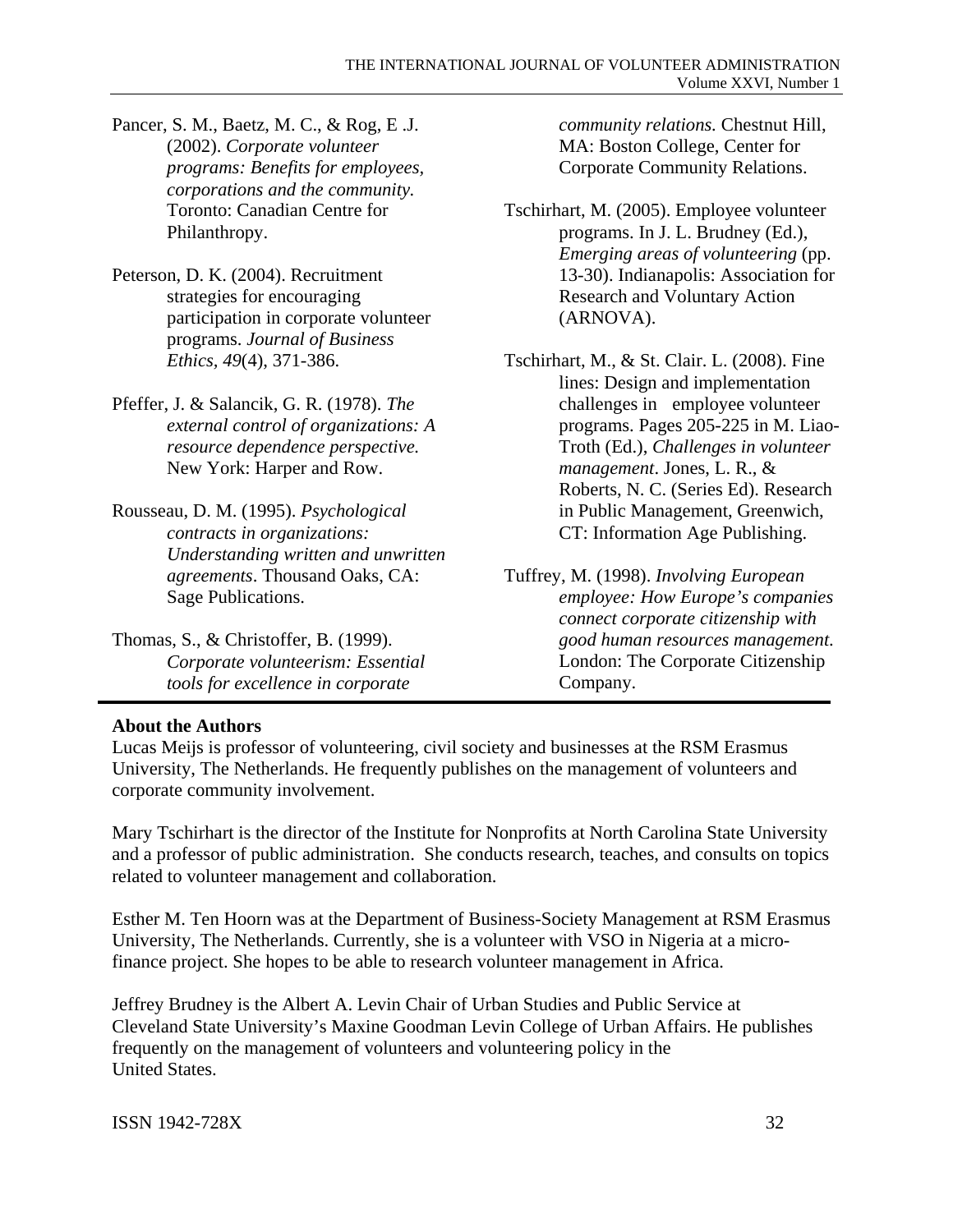Pancer, S. M., Baetz, M. C., & Rog, E .J. (2002). *Corporate volunteer programs: Benefits for employees, corporations and the community.* Toronto: Canadian Centre for Philanthropy.

Peterson, D. K. (2004). Recruitment strategies for encouraging participation in corporate volunteer programs. *Journal of Business Ethics, 49*(4), 371-386.

Pfeffer, J. & Salancik, G. R. (1978). *The external control of organizations: A resource dependence perspective.* New York: Harper and Row.

Rousseau, D. M. (1995). *Psychological contracts in organizations: Understanding written and unwritten agreements*. Thousand Oaks, CA: Sage Publications.

Thomas, S., & Christoffer, B. (1999). *Corporate volunteerism: Essential tools for excellence in corporate community relations.* Chestnut Hill, MA: Boston College, Center for Corporate Community Relations.

Tschirhart, M. (2005). Employee volunteer programs. In J. L. Brudney (Ed.), *Emerging areas of volunteering* (pp. 13-30). Indianapolis: Association for Research and Voluntary Action (ARNOVA).

Tschirhart, M., & St. Clair. L. (2008). Fine lines: Design and implementation challenges in employee volunteer programs. Pages 205-225 in M. Liao-Troth (Ed.), *Challenges in volunteer management*. Jones, L. R., & Roberts, N. C. (Series Ed). Research in Public Management, Greenwich, CT: Information Age Publishing.

Tuffrey, M. (1998). *Involving European employee: How Europe's companies connect corporate citizenship with good human resources management.* London: The Corporate Citizenship Company.

**About the Authors**

Lucas Meijs is professor of volunteering, civil society and businesses at the RSM Erasmus University, The Netherlands. He frequently publishes on the management of volunteers and corporate community involvement.

Mary Tschirhart is the director of the Institute for Nonprofits at North Carolina State University and a professor of public administration. She conducts research, teaches, and consults on topics related to volunteer management and collaboration.

Esther M. Ten Hoorn was at the Department of Business-Society Management at RSM Erasmus University, The Netherlands. Currently, she is a volunteer with VSO in Nigeria at a micro-finance project. She hopes to be able to research volunteer management in Africa.

Jeffrey Brudney is the Albert A. Levin Chair of Urban Studies and Public Service at Cleveland State University's Maxine Goodman Levin College of Urban Affairs. He publishes frequently on the management of volunteers and volunteering policy in the United States.